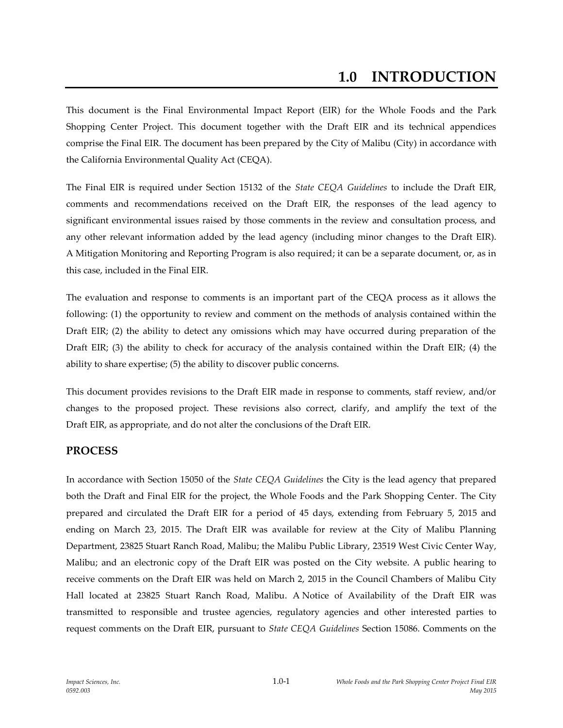# 1.0 INTRODUCTION

This document is the Final Environmental Impact Report (EIR) for the Whole Foods and the Park Shopping Center Project. This document together with the Draft EIR and its technical appendices comprise the Final EIR. The document has been prepared by the City of Malibu (City) in accordance with the California Environmental Quality Act (CEQA).

The Final EIR is required under Section 15132 of the *State CEQA Guidelines* to include the Draft EIR, comments and recommendations received on the Draft EIR, the responses of the lead agency to significant environmental issues raised by those comments in the review and consultation process, and any other relevant information added by the lead agency (including minor changes to the Draft EIR). A Mitigation Monitoring and Reporting Program is also required; it can be a separate document, or, as in this case, included in the Final EIR.

The evaluation and response to comments is an important part of the CEQA process as it allows the following: (1) the opportunity to review and comment on the methods of analysis contained within the Draft EIR; (2) the ability to detect any omissions which may have occurred during preparation of the Draft EIR; (3) the ability to check for accuracy of the analysis contained within the Draft EIR; (4) the ability to share expertise; (5) the ability to discover public concerns.

This document provides revisions to the Draft EIR made in response to comments, staff review, and/or changes to the proposed project. These revisions also correct, clarify, and amplify the text of the Draft EIR, as appropriate, and do not alter the conclusions of the Draft EIR.

## PROCESS

In accordance with Section 15050 of the *State CEQA Guidelines* the City is the lead agency that prepared both the Draft and Final EIR for the project, the Whole Foods and the Park Shopping Center. The City prepared and circulated the Draft EIR for a period of 45 days, extending from February 5, 2015 and ending on March 23, 2015. The Draft EIR was available for review at the City of Malibu Planning Department, 23825 Stuart Ranch Road, Malibu; the Malibu Public Library, 23519 West Civic Center Way, Malibu; and an electronic copy of the Draft EIR was posted on the City website. A public hearing to receive comments on the Draft EIR was held on March 2, 2015 in the Council Chambers of Malibu City Hall located at 23825 Stuart Ranch Road, Malibu. A Notice of Availability of the Draft EIR was transmitted to responsible and trustee agencies, regulatory agencies and other interested parties to request comments on the Draft EIR, pursuant to *State CEQA Guidelines* Section 15086. Comments on the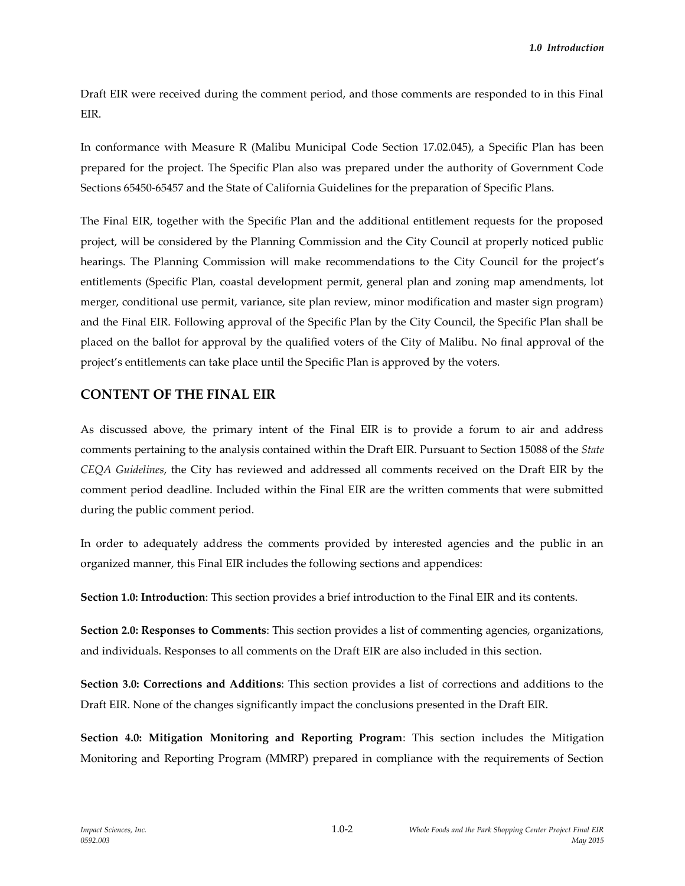Draft EIR were received during the comment period, and those comments are responded to in this Final EIR.

In conformance with Measure R (Malibu Municipal Code Section 17.02.045), a Specific Plan has been prepared for the project. The Specific Plan also was prepared under the authority of Government Code Sections 65450-65457 and the State of California Guidelines for the preparation of Specific Plans.

The Final EIR, together with the Specific Plan and the additional entitlement requests for the proposed project, will be considered by the Planning Commission and the City Council at properly noticed public hearings. The Planning Commission will make recommendations to the City Council for the project's entitlements (Specific Plan, coastal development permit, general plan and zoning map amendments, lot merger, conditional use permit, variance, site plan review, minor modification and master sign program) and the Final EIR. Following approval of the Specific Plan by the City Council, the Specific Plan shall be placed on the ballot for approval by the qualified voters of the City of Malibu. No final approval of the project's entitlements can take place until the Specific Plan is approved by the voters.

## CONTENT OF THE FINAL EIR

As discussed above, the primary intent of the Final EIR is to provide a forum to air and address comments pertaining to the analysis contained within the Draft EIR. Pursuant to Section 15088 of the *State CEQA Guidelines*, the City has reviewed and addressed all comments received on the Draft EIR by the comment period deadline. Included within the Final EIR are the written comments that were submitted during the public comment period.

In order to adequately address the comments provided by interested agencies and the public in an organized manner, this Final EIR includes the following sections and appendices:

**Section 1.0: Introduction**: This section provides a brief introduction to the Final EIR and its contents.

**Section 2.0: Responses to Comments**: This section provides a list of commenting agencies, organizations, and individuals. Responses to all comments on the Draft EIR are also included in this section.

**Section 3.0: Corrections and Additions**: This section provides a list of corrections and additions to the Draft EIR. None of the changes significantly impact the conclusions presented in the Draft EIR.

**Section 4.0: Mitigation Monitoring and Reporting Program**: This section includes the Mitigation Monitoring and Reporting Program (MMRP) prepared in compliance with the requirements of Section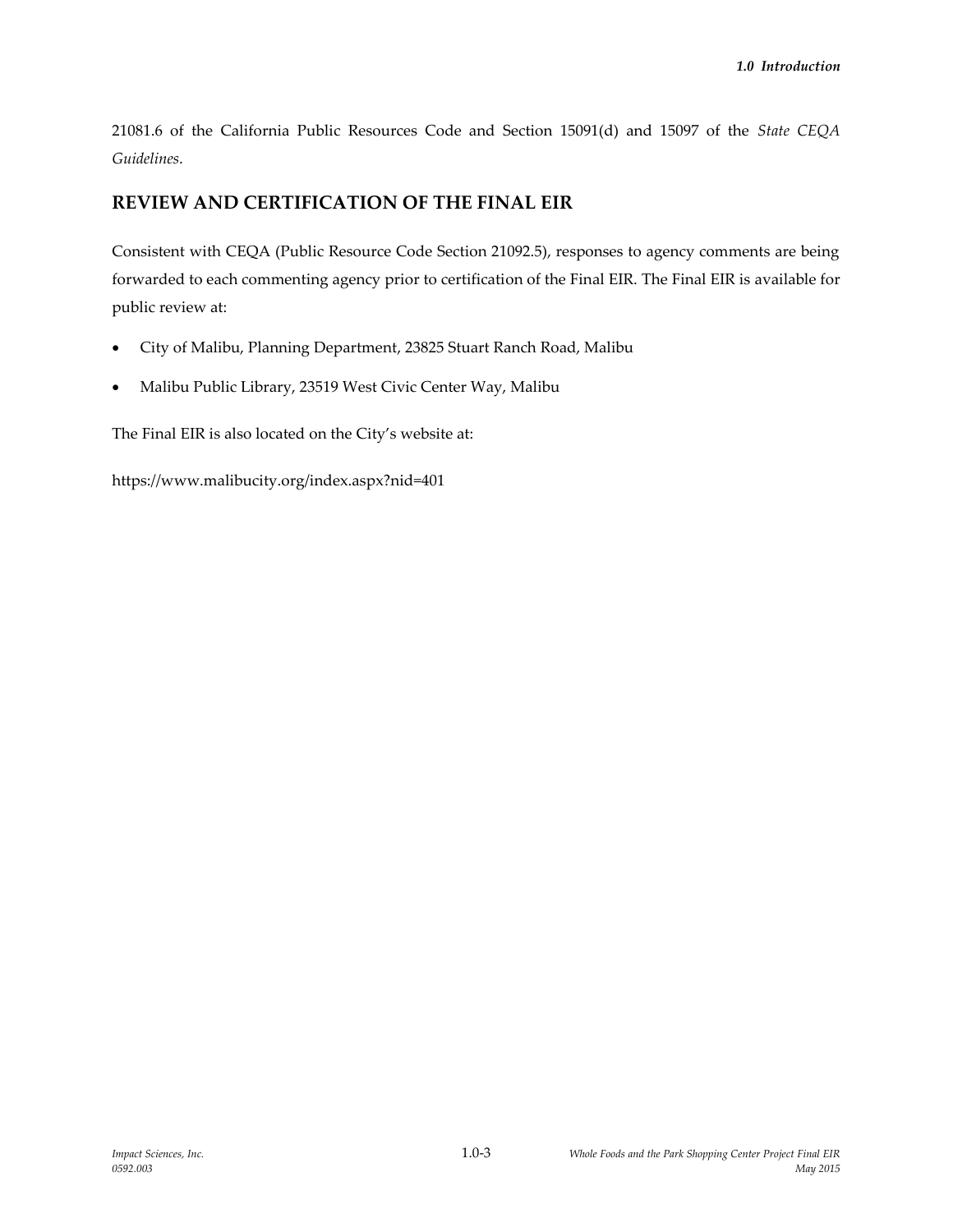21081.6 of the California Public Resources Code and Section 15091(d) and 15097 of the *State CEQA Guidelines*.

## REVIEW AND CERTIFICATION OF THE FINAL EIR

Consistent with CEQA (Public Resource Code Section 21092.5), responses to agency comments are being forwarded to each commenting agency prior to certification of the Final EIR. The Final EIR is available for public review at:

- City of Malibu, Planning Department, 23825 Stuart Ranch Road, Malibu
- Malibu Public Library, 23519 West Civic Center Way, Malibu

The Final EIR is also located on the City's website at:

https://www.malibucity.org/index.aspx?nid=401